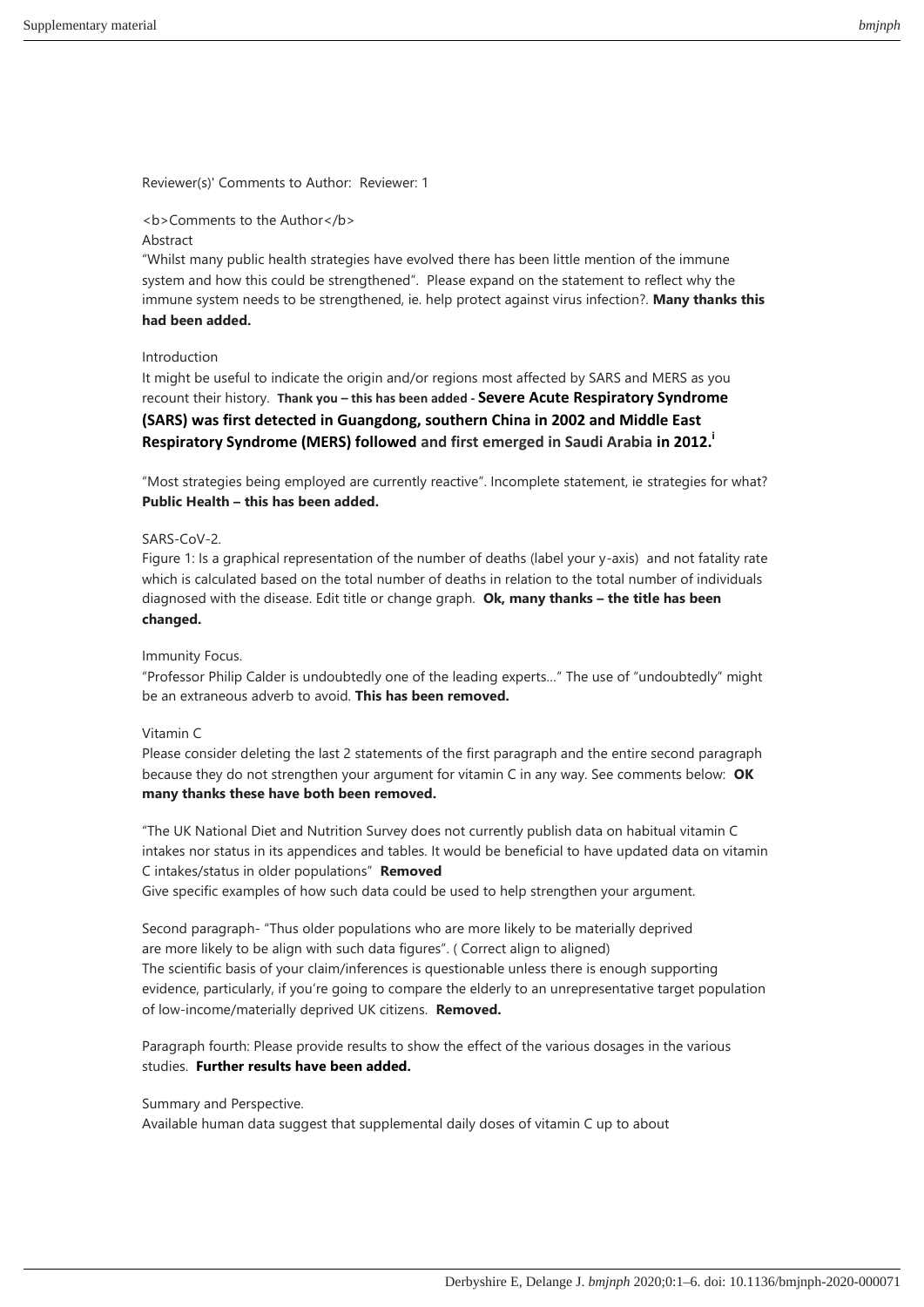Reviewer(s)' Comments to Author: Reviewer: 1

<b>Comments to the Author</b>

Abstract

"Whilst many public health strategies have evolved there has been little mention of the immune system and how this could be strengthened". Please expand on the statement to reflect why the immune system needs to be strengthened, ie. help protect against virus infection?. **Many thanks this had been added.**

Introduction

It might be useful to indicate the origin and/or regions most affected by SARS and MERS as you recount their history. **Thank you – this has been added - Severe Acute Respiratory Syndrome (SARS) was first detected in Guangdong, southern China in 2002 and Middle East Respiratory Syndrome (MERS) followed and first emerged in Saudi Arabia in 2012.**[i]

"Most strategies being employed are currently reactive". Incomplete statement, ie strategies for what? **Public Health – this has been added.**

SARS-CoV-2.

Figure 1: Is a graphical representation of the number of deaths (label your y-axis) and not fatality rate which is calculated based on the total number of deaths in relation to the total number of individuals diagnosed with the disease. Edit title or change graph. **Ok, many thanks – the title has been changed.**

Immunity Focus.

"Professor Philip Calder is undoubtedly one of the leading experts…" The use of "undoubtedly" might be an extraneous adverb to avoid. **This has been removed.**

Vitamin C

Please consider deleting the last 2 statements of the first paragraph and the entire second paragraph because they do not strengthen your argument for vitamin C in any way. See comments below: **OK many thanks these have both been removed.**

"The UK National Diet and Nutrition Survey does not currently publish data on habitual vitamin C intakes nor status in its appendices and tables. It would be beneficial to have updated data on vitamin C intakes/status in older populations" **Removed**

Give specific examples of how such data could be used to help strengthen your argument.

Second paragraph- "Thus older populations who are more likely to be materially deprived are more likely to be align with such data figures". ( Correct align to aligned)

The scientific basis of your claim/inferences is questionable unless there is enough supporting evidence, particularly, if you're going to compare the elderly to an unrepresentative target population of low-income/materially deprived UK citizens. **Removed.**

Paragraph fourth: Please provide results to show the effect of the various dosages in the various studies. **Further results have been added.**

Summary and Perspective.

Available human data suggest that supplemental daily doses of vitamin C up to about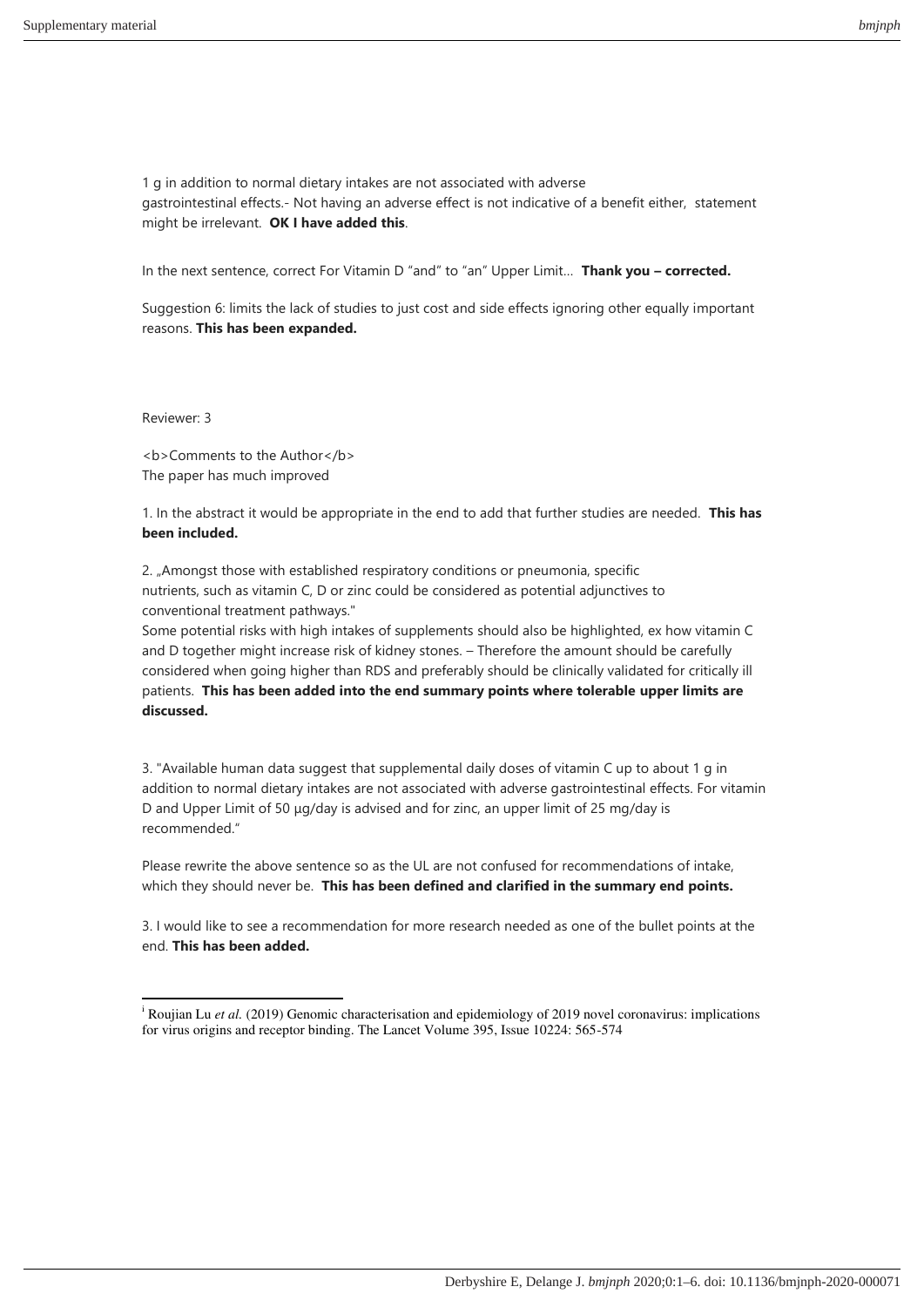1 g in addition to normal dietary intakes are not associated with adverse gastrointestinal effects.- Not having an adverse effect is not indicative of a benefit either, statement might be irrelevant. **OK I have added this**.

In the next sentence, correct For Vitamin D "and" to "an" Upper Limit... **Thank you – corrected.**

Suggestion 6: limits the lack of studies to just cost and side effects ignoring other equally important reasons. **This has been expanded.**

Reviewer: 3

<b>Comments to the Author</b>
The paper has much improved

1. In the abstract it would be appropriate in the end to add that further studies are needed. **This has been included.**

2. „Amongst those with established respiratory conditions or pneumonia, specific nutrients, such as vitamin C, D or zinc could be considered as potential adjunctives to conventional treatment pathways."
Some potential risks with high intakes of supplements should also be highlighted, ex how vitamin C and D together might increase risk of kidney stones. – Therefore the amount should be carefully considered when going higher than RDS and preferably should be clinically validated for critically ill patients. **This has been added into the end summary points where tolerable upper limits are discussed.**

3. "Available human data suggest that supplemental daily doses of vitamin C up to about 1 g in addition to normal dietary intakes are not associated with adverse gastrointestinal effects. For vitamin D and Upper Limit of 50 µg/day is advised and for zinc, an upper limit of 25 mg/day is recommended."

Please rewrite the above sentence so as the UL are not confused for recommendations of intake, which they should never be. **This has been defined and clarified in the summary end points.**

3. I would like to see a recommendation for more research needed as one of the bullet points at the end. **This has been added.**

[i] Roujian Lu *et al.* (2019) Genomic characterisation and epidemiology of 2019 novel coronavirus: implications for virus origins and receptor binding. The Lancet Volume 395, Issue 10224: 565-574